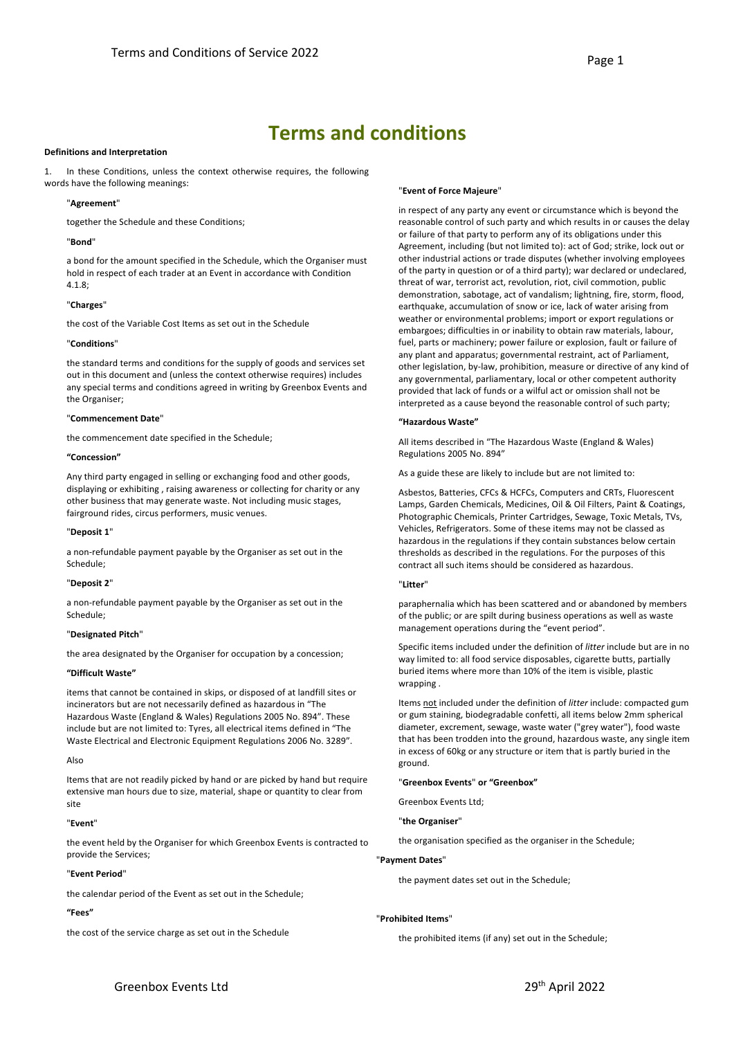# Terms and conditions

**Definitions and Interpretation**

1. In these Conditions, unless the context otherwise requires, the following words have the following meanings:

"**Agreement**"

together the Schedule and these Conditions;

"**Bond**"

a bond for the amount specified in the Schedule, which the Organiser must hold in respect of each trader at an Event in accordance with Condition 4.1.8;

"**Charges**"

the cost of the Variable Cost Items as set out in the Schedule

"**Conditions**"

the standard terms and conditions for the supply of goods and services set out in this document and (unless the context otherwise requires) includes any special terms and conditions agreed in writing by Greenbox Events and the Organiser;

"**Commencement Date**"

the commencement date specified in the Schedule;

**"Concession"**

Any third party engaged in selling or exchanging food and other goods, displaying or exhibiting , raising awareness or collecting for charity or any other business that may generate waste. Not including music stages, fairground rides, circus performers, music venues.

"**Deposit 1**"

a non-refundable payment payable by the Organiser as set out in the Schedule;

"**Deposit 2**"

a non-refundable payment payable by the Organiser as set out in the Schedule;

"**Designated Pitch**"

the area designated by the Organiser for occupation by a concession;

**"Difficult Waste"**

items that cannot be contained in skips, or disposed of at landfill sites or incinerators but are not necessarily defined as hazardous in "The Hazardous Waste (England & Wales) Regulations 2005 No. 894". These include but are not limited to: Tyres, all electrical items defined in "The Waste Electrical and Electronic Equipment Regulations 2006 No. 3289".

Also

Items that are not readily picked by hand or are picked by hand but require extensive man hours due to size, material, shape or quantity to clear from site

"**Event**"

the event held by the Organiser for which Greenbox Events is contracted to provide the Services;

"**Event Period**"

the calendar period of the Event as set out in the Schedule;

***"Fees"***

the cost of the service charge as set out in the Schedule

"**Event of Force Majeure**"

in respect of any party any event or circumstance which is beyond the reasonable control of such party and which results in or causes the delay or failure of that party to perform any of its obligations under this Agreement, including (but not limited to): act of God; strike, lock out or other industrial actions or trade disputes (whether involving employees of the party in question or of a third party); war declared or undeclared, threat of war, terrorist act, revolution, riot, civil commotion, public demonstration, sabotage, act of vandalism; lightning, fire, storm, flood, earthquake, accumulation of snow or ice, lack of water arising from weather or environmental problems; import or export regulations or embargoes; difficulties in or inability to obtain raw materials, labour, fuel, parts or machinery; power failure or explosion, fault or failure of any plant and apparatus; governmental restraint, act of Parliament, other legislation, by-law, prohibition, measure or directive of any kind of any governmental, parliamentary, local or other competent authority provided that lack of funds or a wilful act or omission shall not be interpreted as a cause beyond the reasonable control of such party;

**"Hazardous Waste"**

All items described in "The Hazardous Waste (England & Wales) Regulations 2005 No. 894"

As a guide these are likely to include but are not limited to:

Asbestos, Batteries, CFCs & HCFCs, Computers and CRTs, Fluorescent Lamps, Garden Chemicals, Medicines, Oil & Oil Filters, Paint & Coatings, Photographic Chemicals, Printer Cartridges, Sewage, Toxic Metals, TVs, Vehicles, Refrigerators. Some of these items may not be classed as hazardous in the regulations if they contain substances below certain thresholds as described in the regulations. For the purposes of this contract all such items should be considered as hazardous.

"**Litter**"

paraphernalia which has been scattered and or abandoned by members of the public; or are spilt during business operations as well as waste management operations during the "event period".

Specific items included under the definition of *litter* include but are in no way limited to: all food service disposables, cigarette butts, partially buried items where more than 10% of the item is visible, plastic wrapping .

Items not included under the definition of *litter* include: compacted gum or gum staining, biodegradable confetti, all items below 2mm spherical diameter, excrement, sewage, waste water ("grey water"), food waste that has been trodden into the ground, hazardous waste, any single item in excess of 60kg or any structure or item that is partly buried in the ground.

"**Greenbox Events**" **or "Greenbox"**

Greenbox Events Ltd;

"**the Organiser**"

the organisation specified as the organiser in the Schedule;

"**Payment Dates**"

the payment dates set out in the Schedule;

"**Prohibited Items**"

the prohibited items (if any) set out in the Schedule;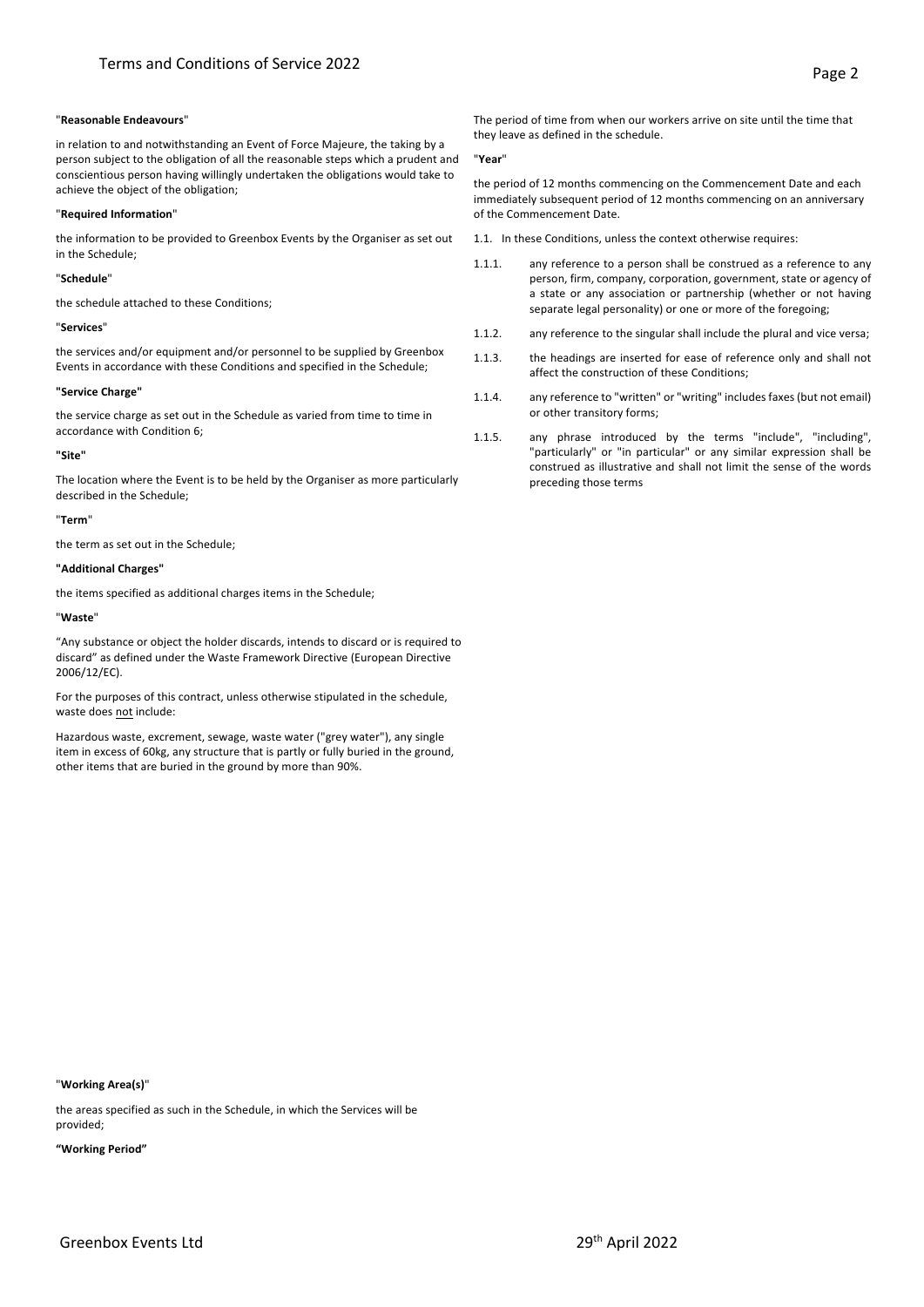"**Reasonable Endeavours**"

in relation to and notwithstanding an Event of Force Majeure, the taking by a person subject to the obligation of all the reasonable steps which a prudent and conscientious person having willingly undertaken the obligations would take to achieve the object of the obligation;

"**Required Information**"

the information to be provided to Greenbox Events by the Organiser as set out in the Schedule;

"**Schedule**"

the schedule attached to these Conditions;

"**Services**"

the services and/or equipment and/or personnel to be supplied by Greenbox Events in accordance with these Conditions and specified in the Schedule;

**"Service Charge"**

the service charge as set out in the Schedule as varied from time to time in accordance with Condition 6;

**"Site"**

The location where the Event is to be held by the Organiser as more particularly described in the Schedule;

"**Term**"

the term as set out in the Schedule;

**"Additional Charges"**

the items specified as additional charges items in the Schedule;

"**Waste**"

"Any substance or object the holder discards, intends to discard or is required to discard" as defined under the Waste Framework Directive (European Directive 2006/12/EC).

For the purposes of this contract, unless otherwise stipulated in the schedule, waste does not include:

Hazardous waste, excrement, sewage, waste water ("grey water"), any single item in excess of 60kg, any structure that is partly or fully buried in the ground, other items that are buried in the ground by more than 90%.

"**Working Area(s)**"

the areas specified as such in the Schedule, in which the Services will be provided;

**"Working Period"**

The period of time from when our workers arrive on site until the time that they leave as defined in the schedule.

"**Year**"

the period of 12 months commencing on the Commencement Date and each immediately subsequent period of 12 months commencing on an anniversary of the Commencement Date.

1.1. In these Conditions, unless the context otherwise requires:

1.1.1. any reference to a person shall be construed as a reference to any person, firm, company, corporation, government, state or agency of a state or any association or partnership (whether or not having separate legal personality) or one or more of the foregoing;

1.1.2. any reference to the singular shall include the plural and vice versa;

1.1.3. the headings are inserted for ease of reference only and shall not affect the construction of these Conditions;

1.1.4. any reference to "written" or "writing" includes faxes (but not email) or other transitory forms;

1.1.5. any phrase introduced by the terms "include", "including", "particularly" or "in particular" or any similar expression shall be construed as illustrative and shall not limit the sense of the words preceding those terms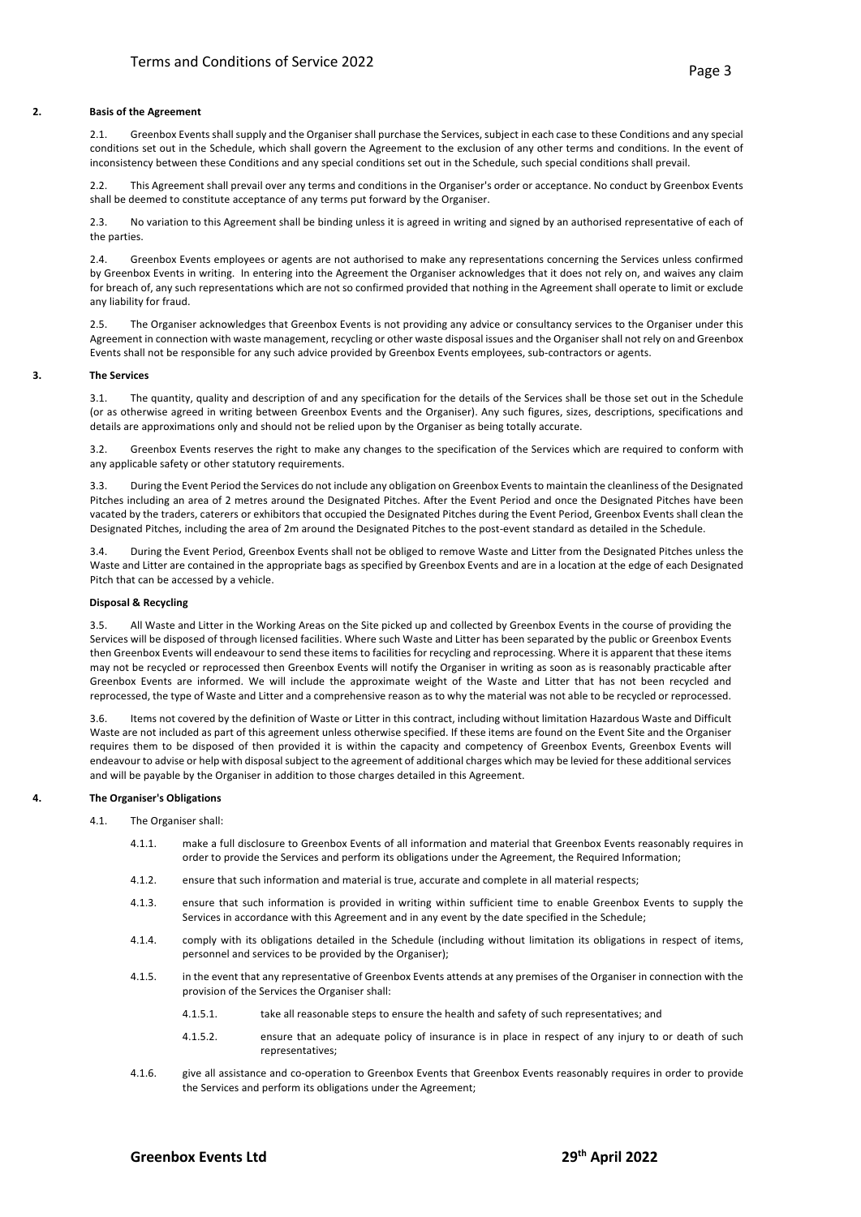## 2. Basis of the Agreement

2.1. Greenbox Events shall supply and the Organiser shall purchase the Services, subject in each case to these Conditions and any special conditions set out in the Schedule, which shall govern the Agreement to the exclusion of any other terms and conditions. In the event of inconsistency between these Conditions and any special conditions set out in the Schedule, such special conditions shall prevail.

2.2. This Agreement shall prevail over any terms and conditions in the Organiser's order or acceptance. No conduct by Greenbox Events shall be deemed to constitute acceptance of any terms put forward by the Organiser.

2.3. No variation to this Agreement shall be binding unless it is agreed in writing and signed by an authorised representative of each of the parties.

2.4. Greenbox Events employees or agents are not authorised to make any representations concerning the Services unless confirmed by Greenbox Events in writing. In entering into the Agreement the Organiser acknowledges that it does not rely on, and waives any claim for breach of, any such representations which are not so confirmed provided that nothing in the Agreement shall operate to limit or exclude any liability for fraud.

2.5. The Organiser acknowledges that Greenbox Events is not providing any advice or consultancy services to the Organiser under this Agreement in connection with waste management, recycling or other waste disposal issues and the Organiser shall not rely on and Greenbox Events shall not be responsible for any such advice provided by Greenbox Events employees, sub-contractors or agents.

## 3. The Services

3.1. The quantity, quality and description of and any specification for the details of the Services shall be those set out in the Schedule (or as otherwise agreed in writing between Greenbox Events and the Organiser). Any such figures, sizes, descriptions, specifications and details are approximations only and should not be relied upon by the Organiser as being totally accurate.

3.2. Greenbox Events reserves the right to make any changes to the specification of the Services which are required to conform with any applicable safety or other statutory requirements.

3.3. During the Event Period the Services do not include any obligation on Greenbox Events to maintain the cleanliness of the Designated Pitches including an area of 2 metres around the Designated Pitches. After the Event Period and once the Designated Pitches have been vacated by the traders, caterers or exhibitors that occupied the Designated Pitches during the Event Period, Greenbox Events shall clean the Designated Pitches, including the area of 2m around the Designated Pitches to the post-event standard as detailed in the Schedule.

3.4. During the Event Period, Greenbox Events shall not be obliged to remove Waste and Litter from the Designated Pitches unless the Waste and Litter are contained in the appropriate bags as specified by Greenbox Events and are in a location at the edge of each Designated Pitch that can be accessed by a vehicle.

### Disposal & Recycling

3.5. All Waste and Litter in the Working Areas on the Site picked up and collected by Greenbox Events in the course of providing the Services will be disposed of through licensed facilities. Where such Waste and Litter has been separated by the public or Greenbox Events then Greenbox Events will endeavour to send these items to facilities for recycling and reprocessing. Where it is apparent that these items may not be recycled or reprocessed then Greenbox Events will notify the Organiser in writing as soon as is reasonably practicable after Greenbox Events are informed. We will include the approximate weight of the Waste and Litter that has not been recycled and reprocessed, the type of Waste and Litter and a comprehensive reason as to why the material was not able to be recycled or reprocessed.

3.6. Items not covered by the definition of Waste or Litter in this contract, including without limitation Hazardous Waste and Difficult Waste are not included as part of this agreement unless otherwise specified. If these items are found on the Event Site and the Organiser requires them to be disposed of then provided it is within the capacity and competency of Greenbox Events, Greenbox Events will endeavour to advise or help with disposal subject to the agreement of additional charges which may be levied for these additional services and will be payable by the Organiser in addition to those charges detailed in this Agreement.

## 4. The Organiser's Obligations

4.1. The Organiser shall:

- 4.1.1. make a full disclosure to Greenbox Events of all information and material that Greenbox Events reasonably requires in order to provide the Services and perform its obligations under the Agreement, the Required Information;
- 4.1.2. ensure that such information and material is true, accurate and complete in all material respects;
- 4.1.3. ensure that such information is provided in writing within sufficient time to enable Greenbox Events to supply the Services in accordance with this Agreement and in any event by the date specified in the Schedule;
- 4.1.4. comply with its obligations detailed in the Schedule (including without limitation its obligations in respect of items, personnel and services to be provided by the Organiser);
- 4.1.5. in the event that any representative of Greenbox Events attends at any premises of the Organiser in connection with the provision of the Services the Organiser shall:
  - 4.1.5.1. take all reasonable steps to ensure the health and safety of such representatives; and
  - 4.1.5.2. ensure that an adequate policy of insurance is in place in respect of any injury to or death of such representatives;
- 4.1.6. give all assistance and co-operation to Greenbox Events that Greenbox Events reasonably requires in order to provide the Services and perform its obligations under the Agreement;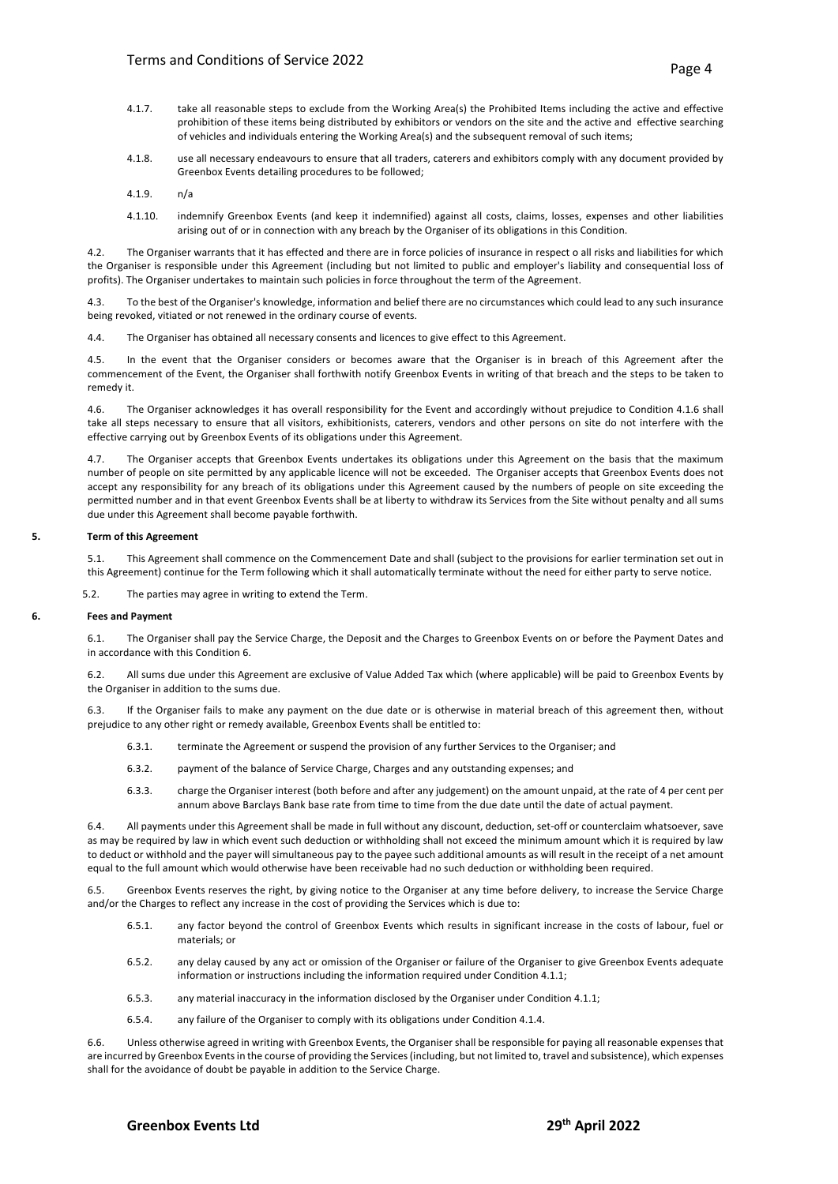4.1.7. take all reasonable steps to exclude from the Working Area(s) the Prohibited Items including the active and effective prohibition of these items being distributed by exhibitors or vendors on the site and the active and effective searching of vehicles and individuals entering the Working Area(s) and the subsequent removal of such items;

4.1.8. use all necessary endeavours to ensure that all traders, caterers and exhibitors comply with any document provided by Greenbox Events detailing procedures to be followed;

4.1.9. n/a

4.1.10. indemnify Greenbox Events (and keep it indemnified) against all costs, claims, losses, expenses and other liabilities arising out of or in connection with any breach by the Organiser of its obligations in this Condition.

4.2. The Organiser warrants that it has effected and there are in force policies of insurance in respect o all risks and liabilities for which the Organiser is responsible under this Agreement (including but not limited to public and employer's liability and consequential loss of profits). The Organiser undertakes to maintain such policies in force throughout the term of the Agreement.

4.3. To the best of the Organiser's knowledge, information and belief there are no circumstances which could lead to any such insurance being revoked, vitiated or not renewed in the ordinary course of events.

4.4. The Organiser has obtained all necessary consents and licences to give effect to this Agreement.

4.5. In the event that the Organiser considers or becomes aware that the Organiser is in breach of this Agreement after the commencement of the Event, the Organiser shall forthwith notify Greenbox Events in writing of that breach and the steps to be taken to remedy it.

4.6. The Organiser acknowledges it has overall responsibility for the Event and accordingly without prejudice to Condition 4.1.6 shall take all steps necessary to ensure that all visitors, exhibitionists, caterers, vendors and other persons on site do not interfere with the effective carrying out by Greenbox Events of its obligations under this Agreement.

4.7. The Organiser accepts that Greenbox Events undertakes its obligations under this Agreement on the basis that the maximum number of people on site permitted by any applicable licence will not be exceeded. The Organiser accepts that Greenbox Events does not accept any responsibility for any breach of its obligations under this Agreement caused by the numbers of people on site exceeding the permitted number and in that event Greenbox Events shall be at liberty to withdraw its Services from the Site without penalty and all sums due under this Agreement shall become payable forthwith.

**5. Term of this Agreement**

5.1. This Agreement shall commence on the Commencement Date and shall (subject to the provisions for earlier termination set out in this Agreement) continue for the Term following which it shall automatically terminate without the need for either party to serve notice.

5.2. The parties may agree in writing to extend the Term.

**6. Fees and Payment**

6.1. The Organiser shall pay the Service Charge, the Deposit and the Charges to Greenbox Events on or before the Payment Dates and in accordance with this Condition 6.

6.2. All sums due under this Agreement are exclusive of Value Added Tax which (where applicable) will be paid to Greenbox Events by the Organiser in addition to the sums due.

6.3. If the Organiser fails to make any payment on the due date or is otherwise in material breach of this agreement then, without prejudice to any other right or remedy available, Greenbox Events shall be entitled to:

6.3.1. terminate the Agreement or suspend the provision of any further Services to the Organiser; and

6.3.2. payment of the balance of Service Charge, Charges and any outstanding expenses; and

6.3.3. charge the Organiser interest (both before and after any judgement) on the amount unpaid, at the rate of 4 per cent per annum above Barclays Bank base rate from time to time from the due date until the date of actual payment.

6.4. All payments under this Agreement shall be made in full without any discount, deduction, set-off or counterclaim whatsoever, save as may be required by law in which event such deduction or withholding shall not exceed the minimum amount which it is required by law to deduct or withhold and the payer will simultaneous pay to the payee such additional amounts as will result in the receipt of a net amount equal to the full amount which would otherwise have been receivable had no such deduction or withholding been required.

6.5. Greenbox Events reserves the right, by giving notice to the Organiser at any time before delivery, to increase the Service Charge and/or the Charges to reflect any increase in the cost of providing the Services which is due to:

6.5.1. any factor beyond the control of Greenbox Events which results in significant increase in the costs of labour, fuel or materials; or

6.5.2. any delay caused by any act or omission of the Organiser or failure of the Organiser to give Greenbox Events adequate information or instructions including the information required under Condition 4.1.1;

6.5.3. any material inaccuracy in the information disclosed by the Organiser under Condition 4.1.1;

6.5.4. any failure of the Organiser to comply with its obligations under Condition 4.1.4.

6.6. Unless otherwise agreed in writing with Greenbox Events, the Organiser shall be responsible for paying all reasonable expenses that are incurred by Greenbox Events in the course of providing the Services (including, but not limited to, travel and subsistence), which expenses shall for the avoidance of doubt be payable in addition to the Service Charge.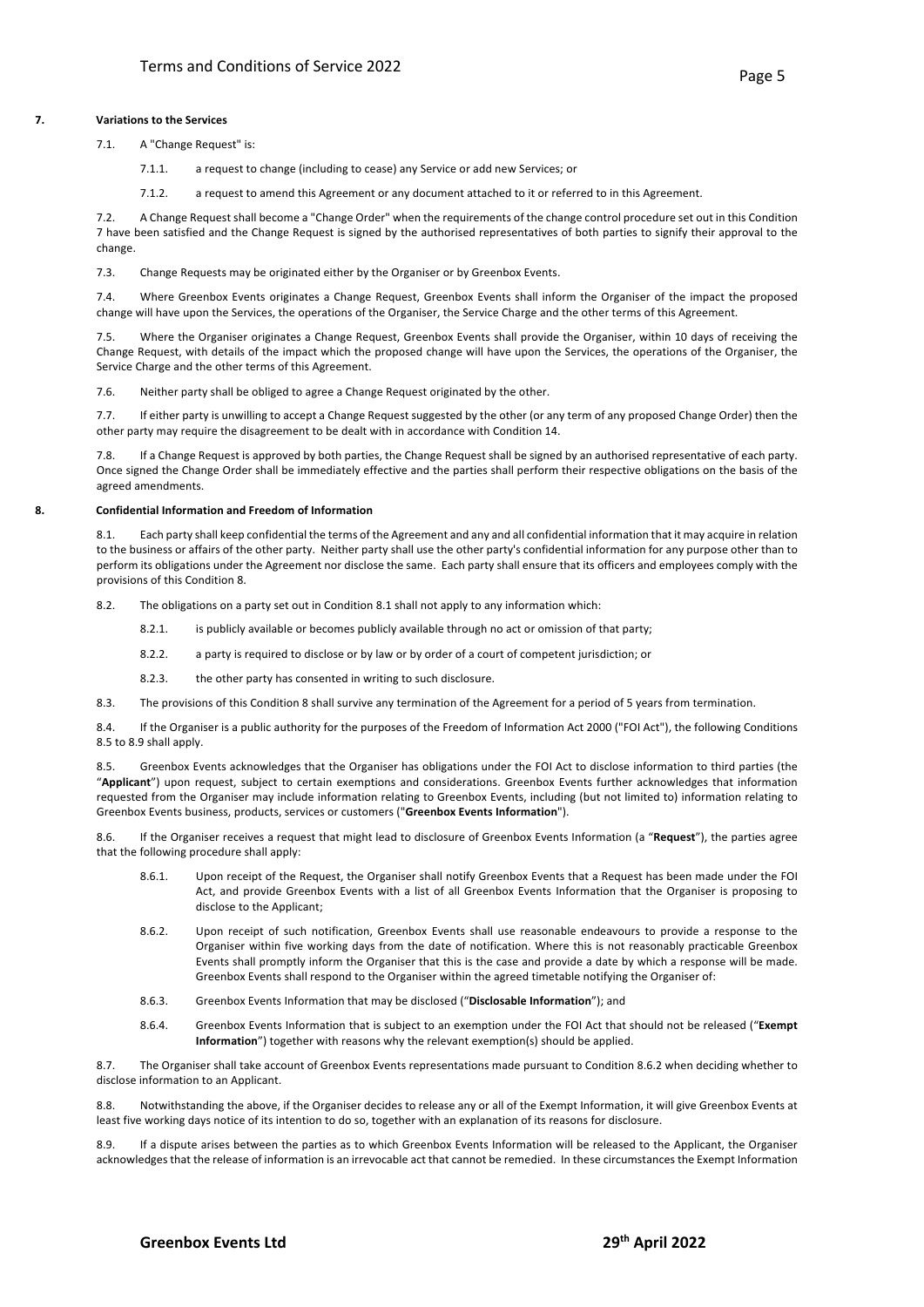## 7. Variations to the Services

7.1. A "Change Request" is:

7.1.1. a request to change (including to cease) any Service or add new Services; or

7.1.2. a request to amend this Agreement or any document attached to it or referred to in this Agreement.

7.2. A Change Request shall become a "Change Order" when the requirements of the change control procedure set out in this Condition 7 have been satisfied and the Change Request is signed by the authorised representatives of both parties to signify their approval to the change.

7.3. Change Requests may be originated either by the Organiser or by Greenbox Events.

7.4. Where Greenbox Events originates a Change Request, Greenbox Events shall inform the Organiser of the impact the proposed change will have upon the Services, the operations of the Organiser, the Service Charge and the other terms of this Agreement.

7.5. Where the Organiser originates a Change Request, Greenbox Events shall provide the Organiser, within 10 days of receiving the Change Request, with details of the impact which the proposed change will have upon the Services, the operations of the Organiser, the Service Charge and the other terms of this Agreement.

7.6. Neither party shall be obliged to agree a Change Request originated by the other.

7.7. If either party is unwilling to accept a Change Request suggested by the other (or any term of any proposed Change Order) then the other party may require the disagreement to be dealt with in accordance with Condition 14.

7.8. If a Change Request is approved by both parties, the Change Request shall be signed by an authorised representative of each party. Once signed the Change Order shall be immediately effective and the parties shall perform their respective obligations on the basis of the agreed amendments.

## 8. Confidential Information and Freedom of Information

8.1. Each party shall keep confidential the terms of the Agreement and any and all confidential information that it may acquire in relation to the business or affairs of the other party. Neither party shall use the other party's confidential information for any purpose other than to perform its obligations under the Agreement nor disclose the same. Each party shall ensure that its officers and employees comply with the provisions of this Condition 8.

8.2. The obligations on a party set out in Condition 8.1 shall not apply to any information which:

8.2.1. is publicly available or becomes publicly available through no act or omission of that party;

8.2.2. a party is required to disclose or by law or by order of a court of competent jurisdiction; or

8.2.3. the other party has consented in writing to such disclosure.

8.3. The provisions of this Condition 8 shall survive any termination of the Agreement for a period of 5 years from termination.

8.4. If the Organiser is a public authority for the purposes of the Freedom of Information Act 2000 ("FOI Act"), the following Conditions 8.5 to 8.9 shall apply.

8.5. Greenbox Events acknowledges that the Organiser has obligations under the FOI Act to disclose information to third parties (the "**Applicant**") upon request, subject to certain exemptions and considerations. Greenbox Events further acknowledges that information requested from the Organiser may include information relating to Greenbox Events, including (but not limited to) information relating to Greenbox Events business, products, services or customers ("**Greenbox Events Information**").

8.6. If the Organiser receives a request that might lead to disclosure of Greenbox Events Information (a "**Request**"), the parties agree that the following procedure shall apply:

8.6.1. Upon receipt of the Request, the Organiser shall notify Greenbox Events that a Request has been made under the FOI Act, and provide Greenbox Events with a list of all Greenbox Events Information that the Organiser is proposing to disclose to the Applicant;

8.6.2. Upon receipt of such notification, Greenbox Events shall use reasonable endeavours to provide a response to the Organiser within five working days from the date of notification. Where this is not reasonably practicable Greenbox Events shall promptly inform the Organiser that this is the case and provide a date by which a response will be made. Greenbox Events shall respond to the Organiser within the agreed timetable notifying the Organiser of:

8.6.3. Greenbox Events Information that may be disclosed ("**Disclosable Information**"); and

8.6.4. Greenbox Events Information that is subject to an exemption under the FOI Act that should not be released ("**Exempt Information**") together with reasons why the relevant exemption(s) should be applied.

8.7. The Organiser shall take account of Greenbox Events representations made pursuant to Condition 8.6.2 when deciding whether to disclose information to an Applicant.

8.8. Notwithstanding the above, if the Organiser decides to release any or all of the Exempt Information, it will give Greenbox Events at least five working days notice of its intention to do so, together with an explanation of its reasons for disclosure.

8.9. If a dispute arises between the parties as to which Greenbox Events Information will be released to the Applicant, the Organiser acknowledges that the release of information is an irrevocable act that cannot be remedied. In these circumstances the Exempt Information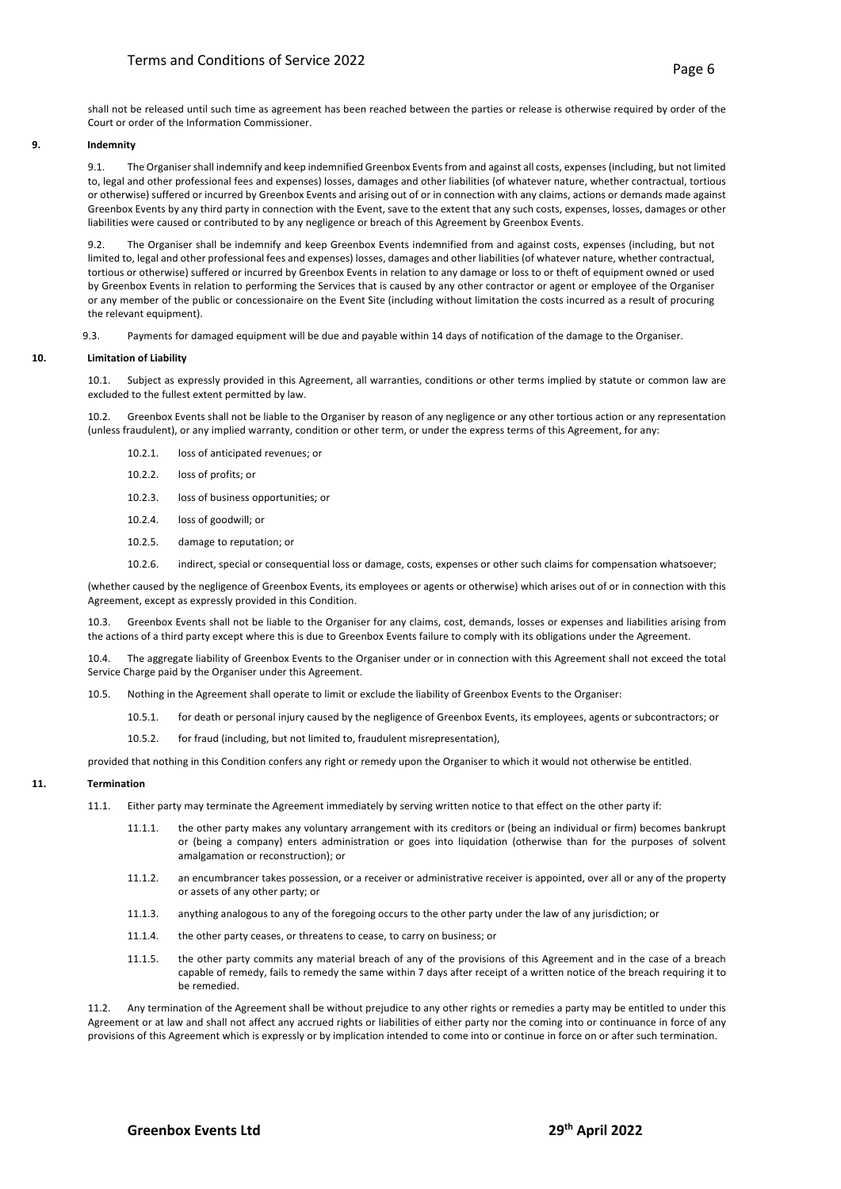shall not be released until such time as agreement has been reached between the parties or release is otherwise required by order of the Court or order of the Information Commissioner.

## 9. Indemnity

9.1. The Organiser shall indemnify and keep indemnified Greenbox Events from and against all costs, expenses (including, but not limited to, legal and other professional fees and expenses) losses, damages and other liabilities (of whatever nature, whether contractual, tortious or otherwise) suffered or incurred by Greenbox Events and arising out of or in connection with any claims, actions or demands made against Greenbox Events by any third party in connection with the Event, save to the extent that any such costs, expenses, losses, damages or other liabilities were caused or contributed to by any negligence or breach of this Agreement by Greenbox Events.

9.2. The Organiser shall be indemnify and keep Greenbox Events indemnified from and against costs, expenses (including, but not limited to, legal and other professional fees and expenses) losses, damages and other liabilities (of whatever nature, whether contractual, tortious or otherwise) suffered or incurred by Greenbox Events in relation to any damage or loss to or theft of equipment owned or used by Greenbox Events in relation to performing the Services that is caused by any other contractor or agent or employee of the Organiser or any member of the public or concessionaire on the Event Site (including without limitation the costs incurred as a result of procuring the relevant equipment).

9.3. Payments for damaged equipment will be due and payable within 14 days of notification of the damage to the Organiser.

## 10. Limitation of Liability

10.1. Subject as expressly provided in this Agreement, all warranties, conditions or other terms implied by statute or common law are excluded to the fullest extent permitted by law.

10.2. Greenbox Events shall not be liable to the Organiser by reason of any negligence or any other tortious action or any representation (unless fraudulent), or any implied warranty, condition or other term, or under the express terms of this Agreement, for any:

- 10.2.1. loss of anticipated revenues; or
- 10.2.2. loss of profits; or
- 10.2.3. loss of business opportunities; or
- 10.2.4. loss of goodwill; or
- 10.2.5. damage to reputation; or
- 10.2.6. indirect, special or consequential loss or damage, costs, expenses or other such claims for compensation whatsoever;

(whether caused by the negligence of Greenbox Events, its employees or agents or otherwise) which arises out of or in connection with this Agreement, except as expressly provided in this Condition.

10.3. Greenbox Events shall not be liable to the Organiser for any claims, cost, demands, losses or expenses and liabilities arising from the actions of a third party except where this is due to Greenbox Events failure to comply with its obligations under the Agreement.

10.4. The aggregate liability of Greenbox Events to the Organiser under or in connection with this Agreement shall not exceed the total Service Charge paid by the Organiser under this Agreement.

10.5. Nothing in the Agreement shall operate to limit or exclude the liability of Greenbox Events to the Organiser:

- 10.5.1. for death or personal injury caused by the negligence of Greenbox Events, its employees, agents or subcontractors; or
- 10.5.2. for fraud (including, but not limited to, fraudulent misrepresentation),

provided that nothing in this Condition confers any right or remedy upon the Organiser to which it would not otherwise be entitled.

## 11. Termination

11.1. Either party may terminate the Agreement immediately by serving written notice to that effect on the other party if:

- 11.1.1. the other party makes any voluntary arrangement with its creditors or (being an individual or firm) becomes bankrupt or (being a company) enters administration or goes into liquidation (otherwise than for the purposes of solvent amalgamation or reconstruction); or
- 11.1.2. an encumbrancer takes possession, or a receiver or administrative receiver is appointed, over all or any of the property or assets of any other party; or
- 11.1.3. anything analogous to any of the foregoing occurs to the other party under the law of any jurisdiction; or
- 11.1.4. the other party ceases, or threatens to cease, to carry on business; or
- 11.1.5. the other party commits any material breach of any of the provisions of this Agreement and in the case of a breach capable of remedy, fails to remedy the same within 7 days after receipt of a written notice of the breach requiring it to be remedied.

11.2. Any termination of the Agreement shall be without prejudice to any other rights or remedies a party may be entitled to under this Agreement or at law and shall not affect any accrued rights or liabilities of either party nor the coming into or continuance in force of any provisions of this Agreement which is expressly or by implication intended to come into or continue in force on or after such termination.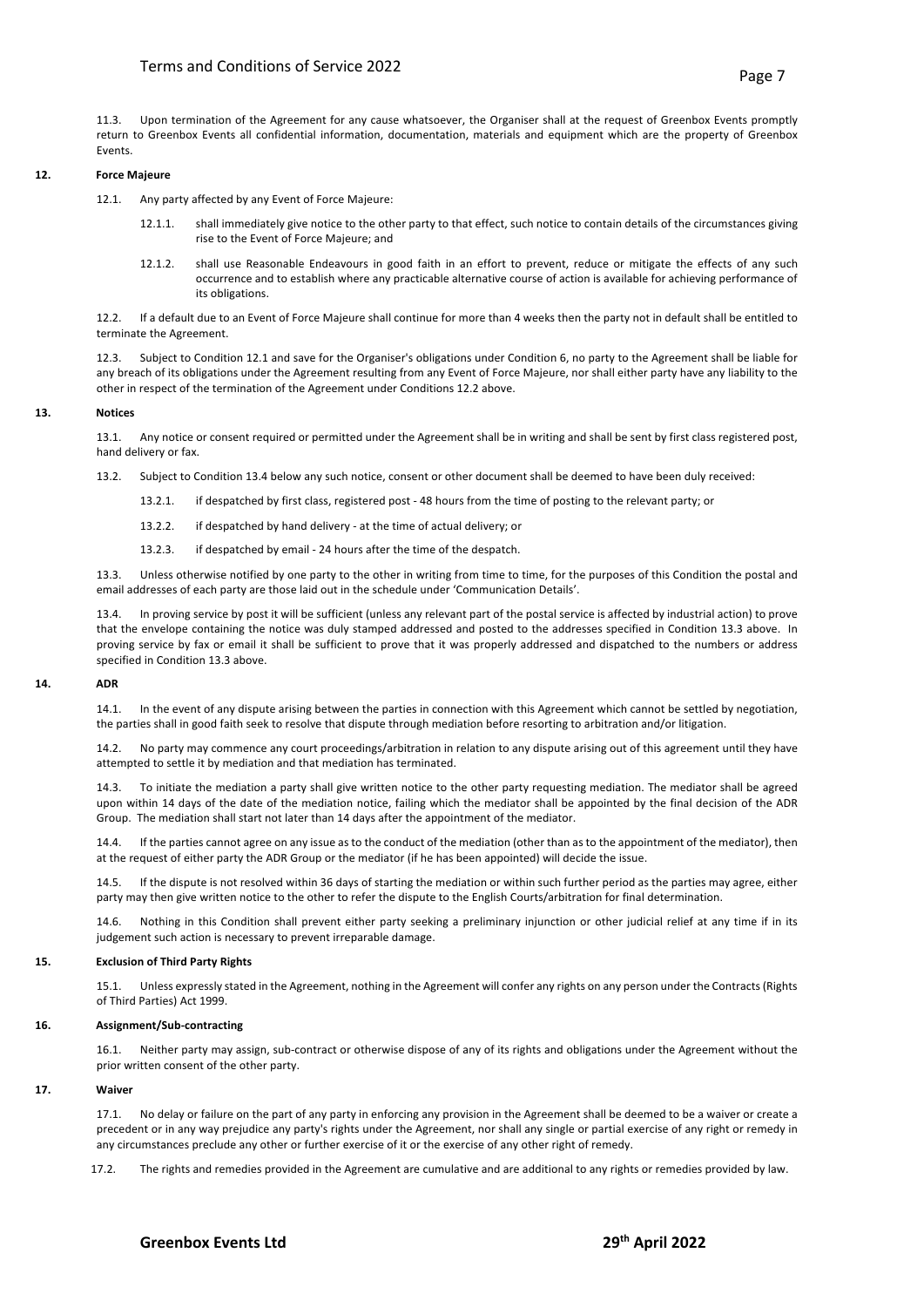11.3. Upon termination of the Agreement for any cause whatsoever, the Organiser shall at the request of Greenbox Events promptly return to Greenbox Events all confidential information, documentation, materials and equipment which are the property of Greenbox Events.

## 12. Force Majeure

12.1. Any party affected by any Event of Force Majeure:

12.1.1. shall immediately give notice to the other party to that effect, such notice to contain details of the circumstances giving rise to the Event of Force Majeure; and

12.1.2. shall use Reasonable Endeavours in good faith in an effort to prevent, reduce or mitigate the effects of any such occurrence and to establish where any practicable alternative course of action is available for achieving performance of its obligations.

12.2. If a default due to an Event of Force Majeure shall continue for more than 4 weeks then the party not in default shall be entitled to terminate the Agreement.

12.3. Subject to Condition 12.1 and save for the Organiser's obligations under Condition 6, no party to the Agreement shall be liable for any breach of its obligations under the Agreement resulting from any Event of Force Majeure, nor shall either party have any liability to the other in respect of the termination of the Agreement under Conditions 12.2 above.

## 13. Notices

13.1. Any notice or consent required or permitted under the Agreement shall be in writing and shall be sent by first class registered post, hand delivery or fax.

13.2. Subject to Condition 13.4 below any such notice, consent or other document shall be deemed to have been duly received:

13.2.1. if despatched by first class, registered post - 48 hours from the time of posting to the relevant party; or

13.2.2. if despatched by hand delivery - at the time of actual delivery; or

13.2.3. if despatched by email - 24 hours after the time of the despatch.

13.3. Unless otherwise notified by one party to the other in writing from time to time, for the purposes of this Condition the postal and email addresses of each party are those laid out in the schedule under 'Communication Details'.

13.4. In proving service by post it will be sufficient (unless any relevant part of the postal service is affected by industrial action) to prove that the envelope containing the notice was duly stamped addressed and posted to the addresses specified in Condition 13.3 above. In proving service by fax or email it shall be sufficient to prove that it was properly addressed and dispatched to the numbers or address specified in Condition 13.3 above.

## 14. ADR

14.1. In the event of any dispute arising between the parties in connection with this Agreement which cannot be settled by negotiation, the parties shall in good faith seek to resolve that dispute through mediation before resorting to arbitration and/or litigation.

14.2. No party may commence any court proceedings/arbitration in relation to any dispute arising out of this agreement until they have attempted to settle it by mediation and that mediation has terminated.

14.3. To initiate the mediation a party shall give written notice to the other party requesting mediation. The mediator shall be agreed upon within 14 days of the date of the mediation notice, failing which the mediator shall be appointed by the final decision of the ADR Group. The mediation shall start not later than 14 days after the appointment of the mediator.

14.4. If the parties cannot agree on any issue as to the conduct of the mediation (other than as to the appointment of the mediator), then at the request of either party the ADR Group or the mediator (if he has been appointed) will decide the issue.

14.5. If the dispute is not resolved within 36 days of starting the mediation or within such further period as the parties may agree, either party may then give written notice to the other to refer the dispute to the English Courts/arbitration for final determination.

14.6. Nothing in this Condition shall prevent either party seeking a preliminary injunction or other judicial relief at any time if in its judgement such action is necessary to prevent irreparable damage.

## 15. Exclusion of Third Party Rights

15.1. Unless expressly stated in the Agreement, nothing in the Agreement will confer any rights on any person under the Contracts (Rights of Third Parties) Act 1999.

## 16. Assignment/Sub-contracting

16.1. Neither party may assign, sub-contract or otherwise dispose of any of its rights and obligations under the Agreement without the prior written consent of the other party.

## 17. Waiver

17.1. No delay or failure on the part of any party in enforcing any provision in the Agreement shall be deemed to be a waiver or create a precedent or in any way prejudice any party's rights under the Agreement, nor shall any single or partial exercise of any right or remedy in any circumstances preclude any other or further exercise of it or the exercise of any other right of remedy.

17.2. The rights and remedies provided in the Agreement are cumulative and are additional to any rights or remedies provided by law.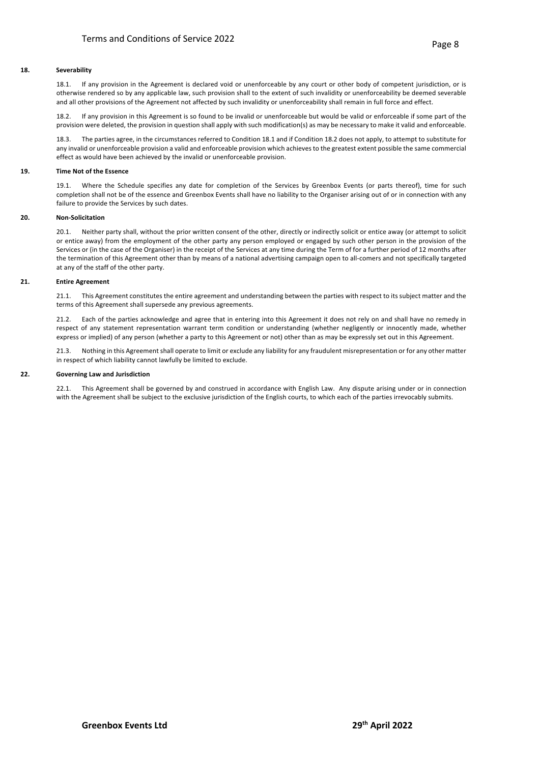## 18. Severability

18.1. If any provision in the Agreement is declared void or unenforceable by any court or other body of competent jurisdiction, or is otherwise rendered so by any applicable law, such provision shall to the extent of such invalidity or unenforceability be deemed severable and all other provisions of the Agreement not affected by such invalidity or unenforceability shall remain in full force and effect.

18.2. If any provision in this Agreement is so found to be invalid or unenforceable but would be valid or enforceable if some part of the provision were deleted, the provision in question shall apply with such modification(s) as may be necessary to make it valid and enforceable.

18.3. The parties agree, in the circumstances referred to Condition 18.1 and if Condition 18.2 does not apply, to attempt to substitute for any invalid or unenforceable provision a valid and enforceable provision which achieves to the greatest extent possible the same commercial effect as would have been achieved by the invalid or unenforceable provision.

## 19. Time Not of the Essence

19.1. Where the Schedule specifies any date for completion of the Services by Greenbox Events (or parts thereof), time for such completion shall not be of the essence and Greenbox Events shall have no liability to the Organiser arising out of or in connection with any failure to provide the Services by such dates.

## 20. Non-Solicitation

20.1. Neither party shall, without the prior written consent of the other, directly or indirectly solicit or entice away (or attempt to solicit or entice away) from the employment of the other party any person employed or engaged by such other person in the provision of the Services or (in the case of the Organiser) in the receipt of the Services at any time during the Term of for a further period of 12 months after the termination of this Agreement other than by means of a national advertising campaign open to all-comers and not specifically targeted at any of the staff of the other party.

## 21. Entire Agreement

21.1. This Agreement constitutes the entire agreement and understanding between the parties with respect to its subject matter and the terms of this Agreement shall supersede any previous agreements.

21.2. Each of the parties acknowledge and agree that in entering into this Agreement it does not rely on and shall have no remedy in respect of any statement representation warrant term condition or understanding (whether negligently or innocently made, whether express or implied) of any person (whether a party to this Agreement or not) other than as may be expressly set out in this Agreement.

21.3. Nothing in this Agreement shall operate to limit or exclude any liability for any fraudulent misrepresentation or for any other matter in respect of which liability cannot lawfully be limited to exclude.

## 22. Governing Law and Jurisdiction

22.1. This Agreement shall be governed by and construed in accordance with English Law. Any dispute arising under or in connection with the Agreement shall be subject to the exclusive jurisdiction of the English courts, to which each of the parties irrevocably submits.